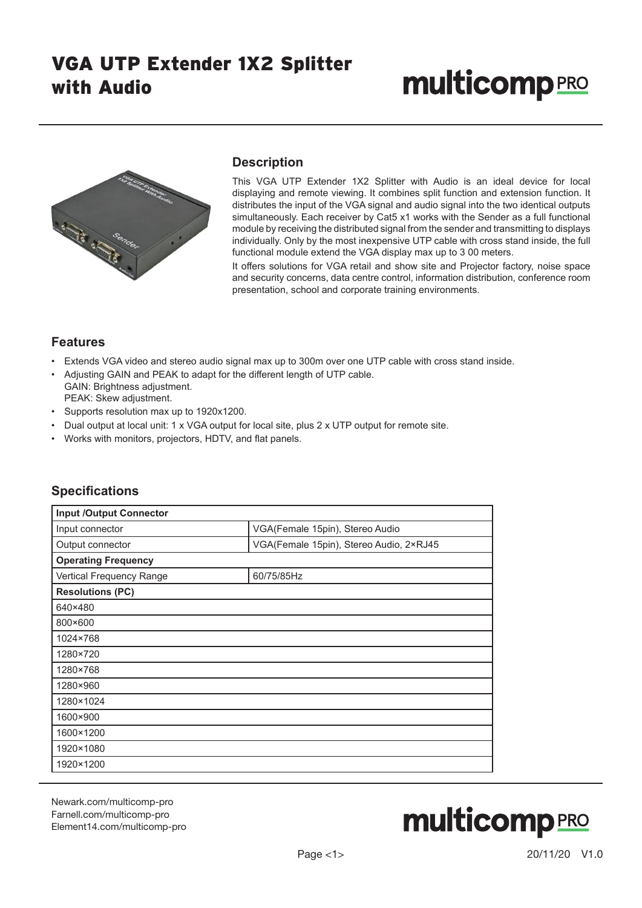# VGA UTP Extender 1X2 Splitter with Audio

## Description

This VGA UTP Extender 1X2 Splitter with Audio is an ideal device for local displaying and remote viewing. It combines split function and extension function. It distributes the input of the VGA signal and audio signal into the two identical outputs simultaneously. Each receiver by Cat5 x1 works with the Sender as a full functional module by receiving the distributed signal from the sender and transmitting to displays individually. Only by the most inexpensive UTP cable with cross stand inside, the full functional module extend the VGA display max up to 3 00 meters.

It offers solutions for VGA retail and show site and Projector factory, noise space and security concerns, data centre control, information distribution, conference room presentation, school and corporate training environments.

## Features

- Extends VGA video and stereo audio signal max up to 300m over one UTP cable with cross stand inside.
- Adjusting GAIN and PEAK to adapt for the different length of UTP cable.
  GAIN: Brightness adjustment.
  PEAK: Skew adjustment.
- Supports resolution max up to 1920x1200.
- Dual output at local unit: 1 x VGA output for local site, plus 2 x UTP output for remote site.
- Works with monitors, projectors, HDTV, and flat panels.

## Specifications

| **Input /Output Connector** | |
|---|---|
| Input connector | VGA(Female 15pin), Stereo Audio |
| Output connector | VGA(Female 15pin), Stereo Audio, 2×RJ45 |
| **Operating Frequency** | |
| Vertical Frequency Range | 60/75/85Hz |
| **Resolutions (PC)** | |
| 640×480 | |
| 800×600 | |
| 1024×768 | |
| 1280×720 | |
| 1280×768 | |
| 1280×960 | |
| 1280×1024 | |
| 1600×900 | |
| 1600×1200 | |
| 1920×1080 | |
| 1920×1200 | |

Newark.com/multicomp-pro
Farnell.com/multicomp-pro
Element14.com/multicomp-pro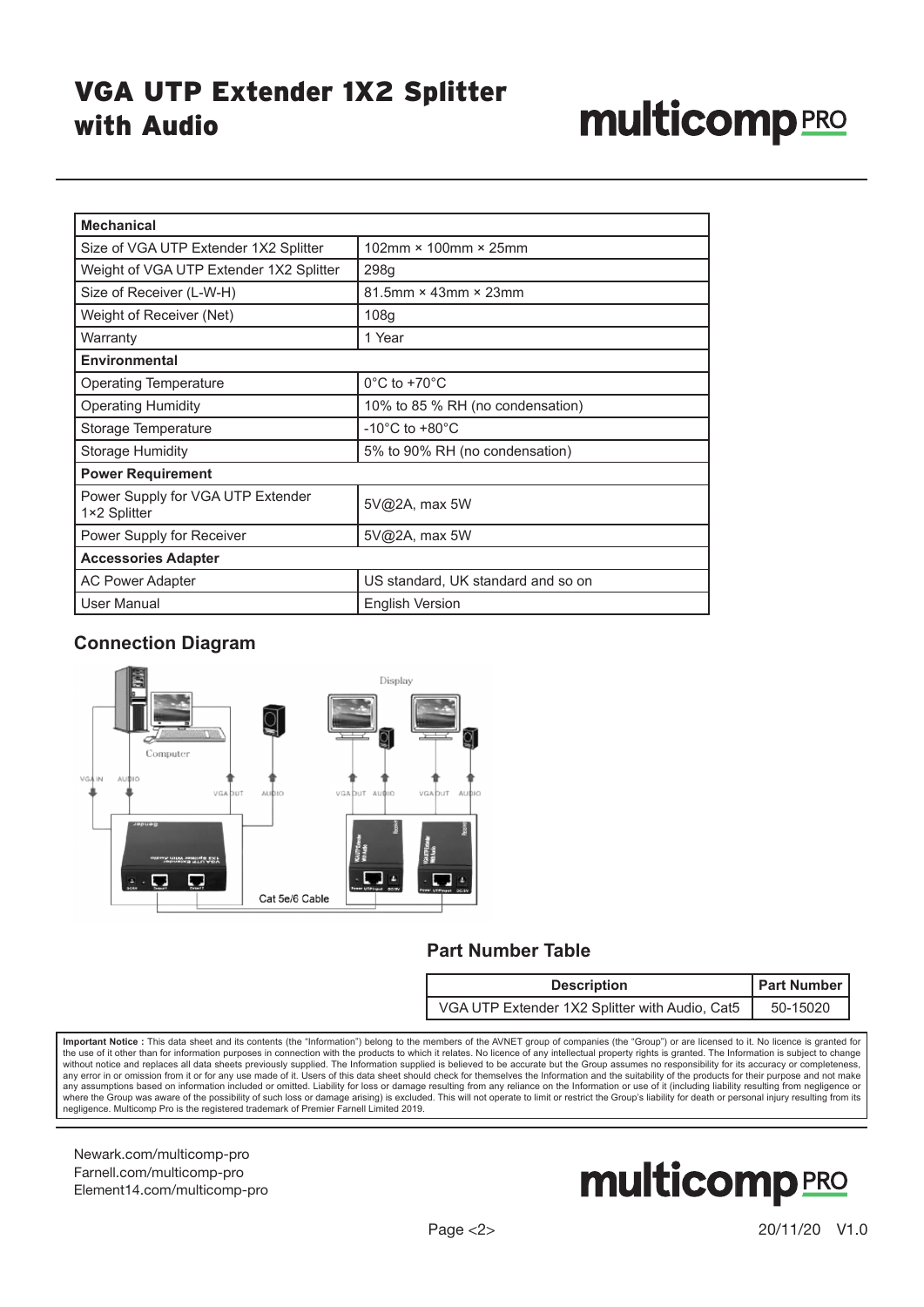# VGA UTP Extender 1X2 Splitter with Audio

| | |
|---|---|
| **Mechanical** | |
| Size of VGA UTP Extender 1X2 Splitter | 102mm × 100mm × 25mm |
| Weight of VGA UTP Extender 1X2 Splitter | 298g |
| Size of Receiver (L-W-H) | 81.5mm × 43mm × 23mm |
| Weight of Receiver (Net) | 108g |
| Warranty | 1 Year |
| **Environmental** | |
| Operating Temperature | 0°C to +70°C |
| Operating Humidity | 10% to 85 % RH (no condensation) |
| Storage Temperature | -10°C to +80°C |
| Storage Humidity | 5% to 90% RH (no condensation) |
| **Power Requirement** | |
| Power Supply for VGA UTP Extender 1×2 Splitter | 5V@2A, max 5W |
| Power Supply for Receiver | 5V@2A, max 5W |
| **Accessories Adapter** | |
| AC Power Adapter | US standard, UK standard and so on |
| User Manual | English Version |

## Connection Diagram

Display

Computer

VGA IN AUDIO VGA OUT AUDIO VGA OUT AUDIO VGA OUT AUDIO

Cat 5e/6 Cable

## Part Number Table

| Description | Part Number |
|---|---|
| VGA UTP Extender 1X2 Splitter with Audio, Cat5 | 50-15020 |

**Important Notice :** This data sheet and its contents (the "Information") belong to the members of the AVNET group of companies (the "Group") or are licensed to it. No licence is granted for the use of it other than for information purposes in connection with the products to which it relates. No licence of any intellectual property rights is granted. The Information is subject to change without notice and replaces all data sheets previously supplied. The Information supplied is believed to be accurate but the Group assumes no responsibility for its accuracy or completeness, any error in or omission from it or for any use made of it. Users of this data sheet should check for themselves the Information and the suitability of the products for their purpose and not make any assumptions based on information included or omitted. Liability for loss or damage resulting from any reliance on the Information or use of it (including liability resulting from negligence or where the Group was aware of the possibility of such loss or damage arising) is excluded. This will not operate to limit or restrict the Group's liability for death or personal injury resulting from its negligence. Multicomp Pro is the registered trademark of Premier Farnell Limited 2019.

Newark.com/multicomp-pro
Farnell.com/multicomp-pro
Element14.com/multicomp-pro

20/11/20 V1.0